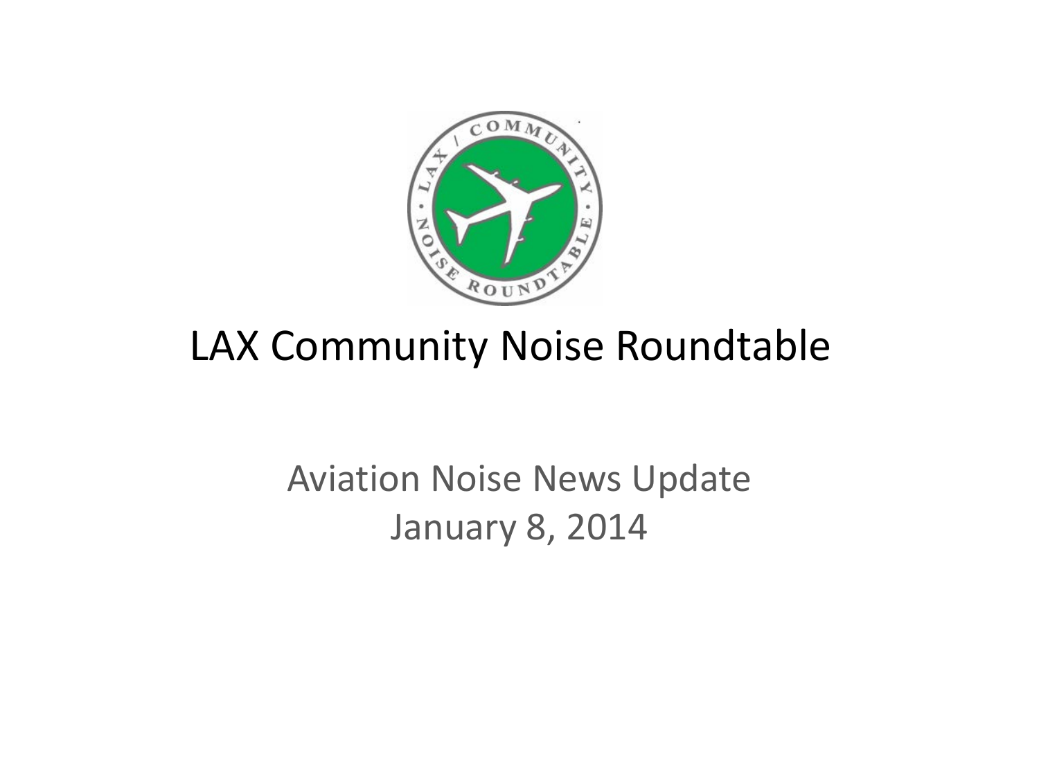# LAX Community Noise Roundtable

Aviation Noise News Update
January 8, 2014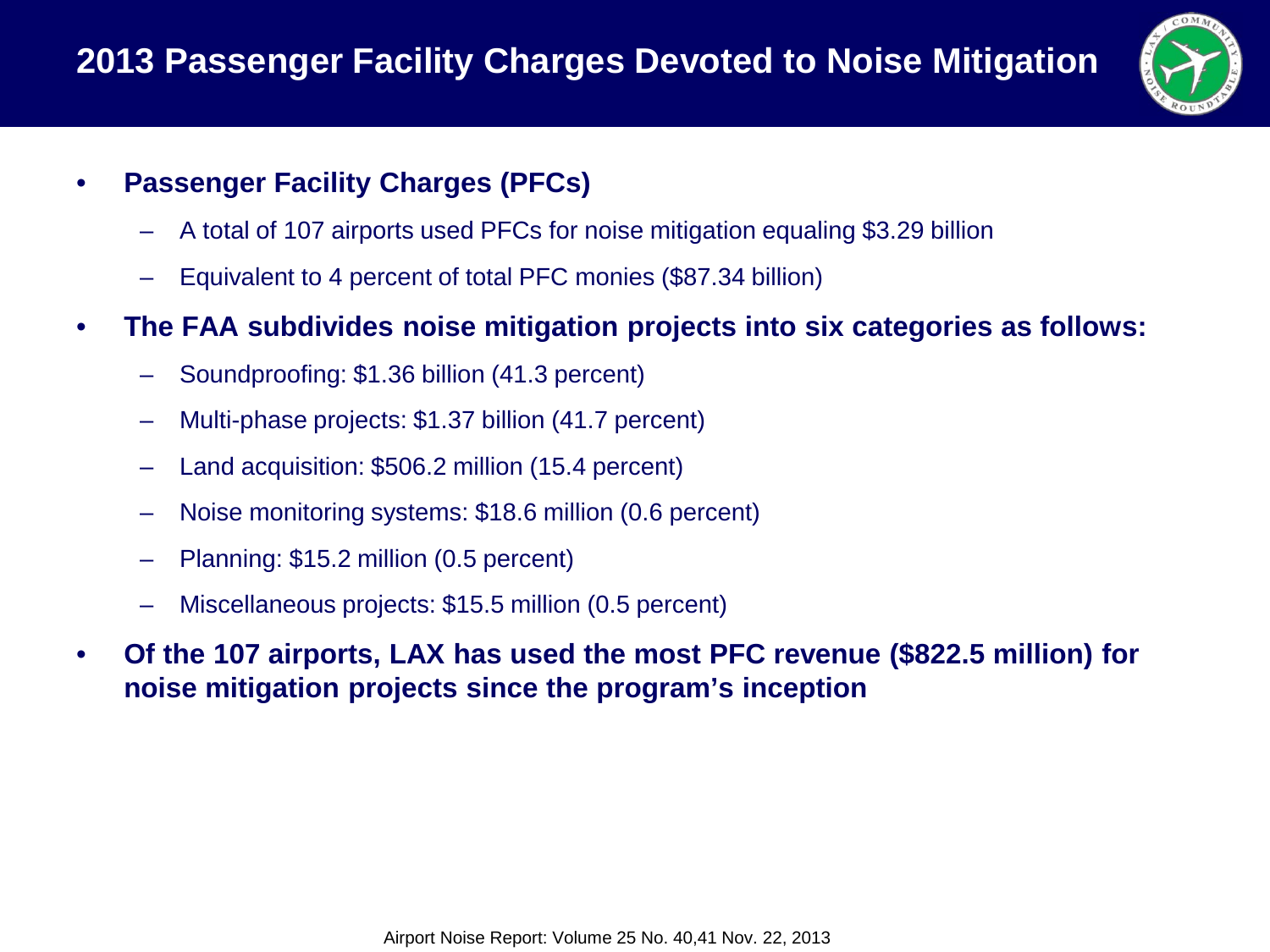# 2013 Passenger Facility Charges Devoted to Noise Mitigation

- **Passenger Facility Charges (PFCs)**
  - A total of 107 airports used PFCs for noise mitigation equaling $3.29 billion
  - Equivalent to 4 percent of total PFC monies ($87.34 billion)
- **The FAA subdivides noise mitigation projects into six categories as follows:**
  - Soundproofing: $1.36 billion (41.3 percent)
  - Multi-phase projects: $1.37 billion (41.7 percent)
  - Land acquisition: $506.2 million (15.4 percent)
  - Noise monitoring systems: $18.6 million (0.6 percent)
  - Planning: $15.2 million (0.5 percent)
  - Miscellaneous projects: $15.5 million (0.5 percent)
- **Of the 107 airports, LAX has used the most PFC revenue ($822.5 million) for noise mitigation projects since the program's inception**

Airport Noise Report: Volume 25 No. 40,41 Nov. 22, 2013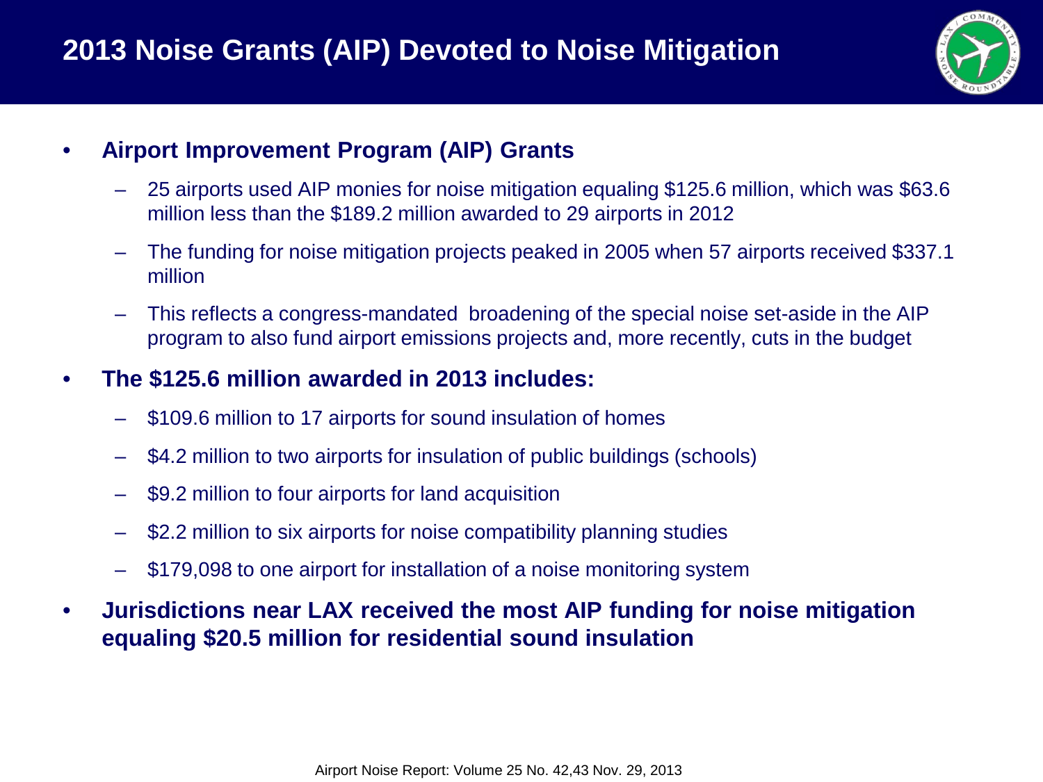# 2013 Noise Grants (AIP) Devoted to Noise Mitigation

- **Airport Improvement Program (AIP) Grants**
  - 25 airports used AIP monies for noise mitigation equaling $125.6 million, which was $63.6 million less than the $189.2 million awarded to 29 airports in 2012
  - The funding for noise mitigation projects peaked in 2005 when 57 airports received $337.1 million
  - This reflects a congress-mandated broadening of the special noise set-aside in the AIP program to also fund airport emissions projects and, more recently, cuts in the budget
- **The $125.6 million awarded in 2013 includes:**
  - $109.6 million to 17 airports for sound insulation of homes
  - $4.2 million to two airports for insulation of public buildings (schools)
  - $9.2 million to four airports for land acquisition
  - $2.2 million to six airports for noise compatibility planning studies
  - $179,098 to one airport for installation of a noise monitoring system
- **Jurisdictions near LAX received the most AIP funding for noise mitigation equaling $20.5 million for residential sound insulation**

Airport Noise Report: Volume 25 No. 42,43 Nov. 29, 2013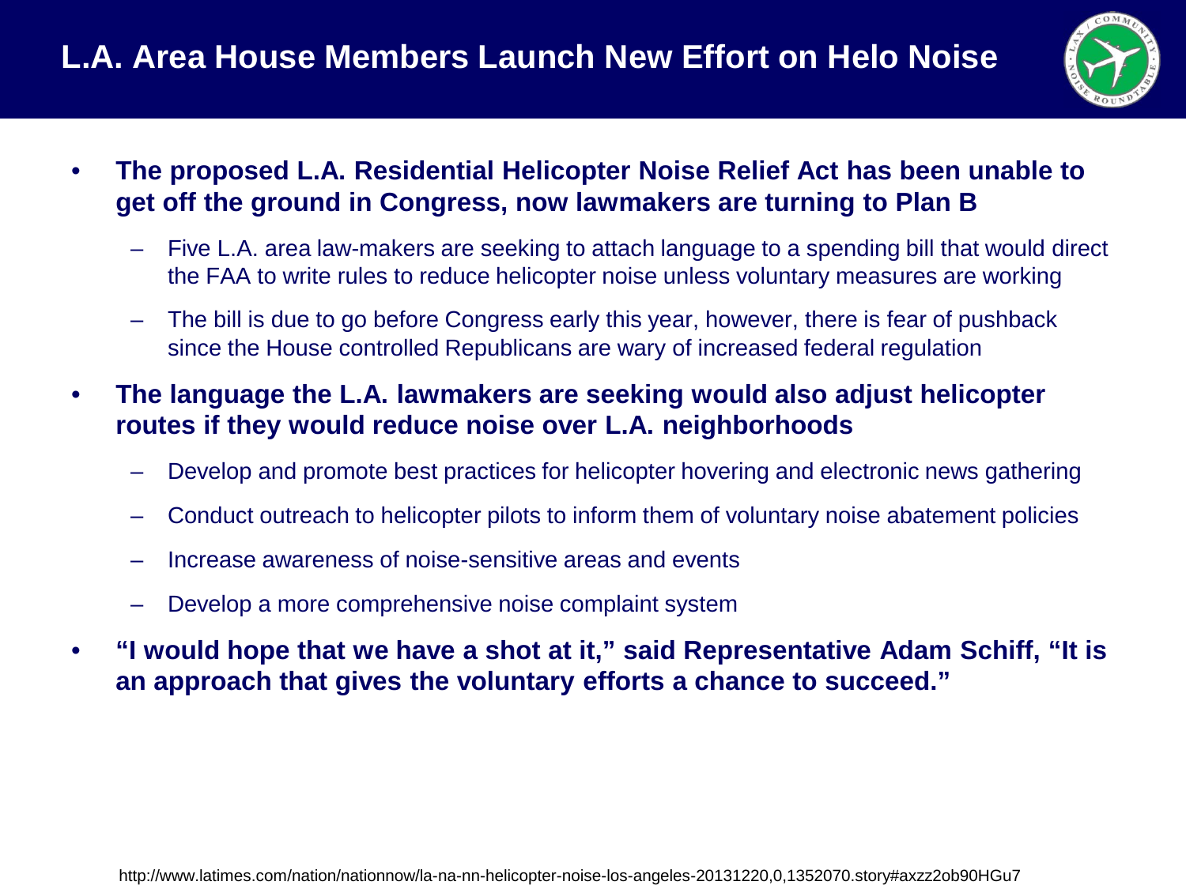# L.A. Area House Members Launch New Effort on Helo Noise

- **The proposed L.A. Residential Helicopter Noise Relief Act has been unable to get off the ground in Congress, now lawmakers are turning to Plan B**
  - Five L.A. area law-makers are seeking to attach language to a spending bill that would direct the FAA to write rules to reduce helicopter noise unless voluntary measures are working
  - The bill is due to go before Congress early this year, however, there is fear of pushback since the House controlled Republicans are wary of increased federal regulation
- **The language the L.A. lawmakers are seeking would also adjust helicopter routes if they would reduce noise over L.A. neighborhoods**
  - Develop and promote best practices for helicopter hovering and electronic news gathering
  - Conduct outreach to helicopter pilots to inform them of voluntary noise abatement policies
  - Increase awareness of noise-sensitive areas and events
  - Develop a more comprehensive noise complaint system
- **"I would hope that we have a shot at it," said Representative Adam Schiff, "It is an approach that gives the voluntary efforts a chance to succeed."**

http://www.latimes.com/nation/nationnow/la-na-nn-helicopter-noise-los-angeles-20131220,0,1352070.story#axzz2ob90HGu7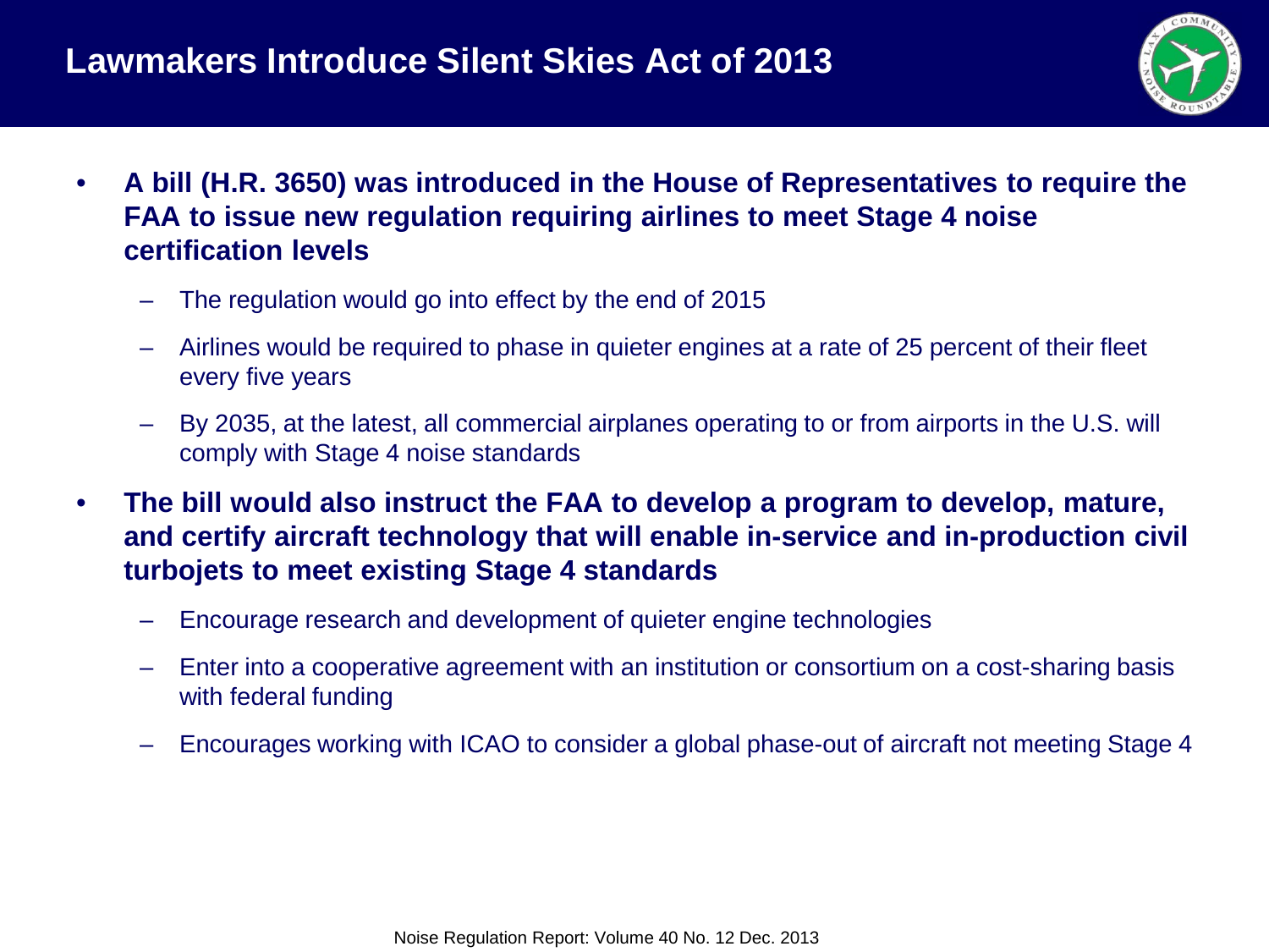# Lawmakers Introduce Silent Skies Act of 2013

- **A bill (H.R. 3650) was introduced in the House of Representatives to require the FAA to issue new regulation requiring airlines to meet Stage 4 noise certification levels**
  - The regulation would go into effect by the end of 2015
  - Airlines would be required to phase in quieter engines at a rate of 25 percent of their fleet every five years
  - By 2035, at the latest, all commercial airplanes operating to or from airports in the U.S. will comply with Stage 4 noise standards
- **The bill would also instruct the FAA to develop a program to develop, mature, and certify aircraft technology that will enable in-service and in-production civil turbojets to meet existing Stage 4 standards**
  - Encourage research and development of quieter engine technologies
  - Enter into a cooperative agreement with an institution or consortium on a cost-sharing basis with federal funding
  - Encourages working with ICAO to consider a global phase-out of aircraft not meeting Stage 4

Noise Regulation Report: Volume 40 No. 12 Dec. 2013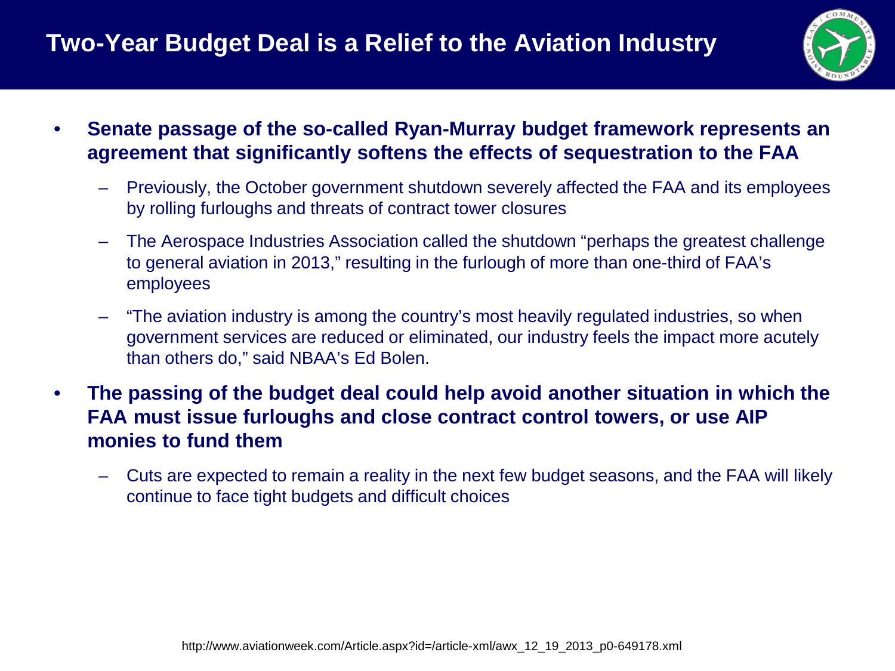# Two-Year Budget Deal is a Relief to the Aviation Industry

- **Senate passage of the so-called Ryan-Murray budget framework represents an agreement that significantly softens the effects of sequestration to the FAA**
  - Previously, the October government shutdown severely affected the FAA and its employees by rolling furloughs and threats of contract tower closures
  - The Aerospace Industries Association called the shutdown "perhaps the greatest challenge to general aviation in 2013," resulting in the furlough of more than one-third of FAA's employees
  - "The aviation industry is among the country's most heavily regulated industries, so when government services are reduced or eliminated, our industry feels the impact more acutely than others do," said NBAA's Ed Bolen.
- **The passing of the budget deal could help avoid another situation in which the FAA must issue furloughs and close contract control towers, or use AIP monies to fund them**
  - Cuts are expected to remain a reality in the next few budget seasons, and the FAA will likely continue to face tight budgets and difficult choices

http://www.aviationweek.com/Article.aspx?id=/article-xml/awx_12_19_2013_p0-649178.xml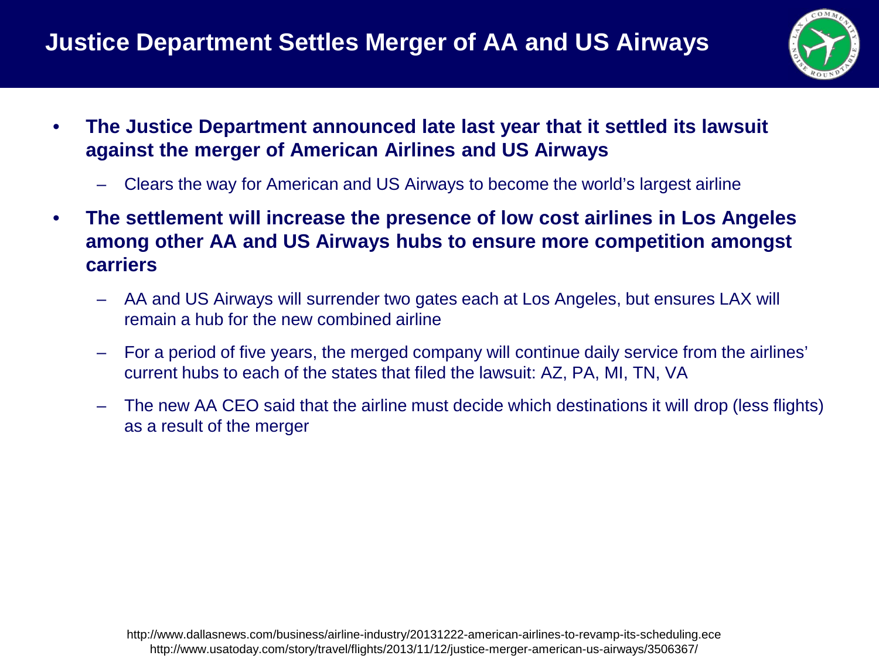# Justice Department Settles Merger of AA and US Airways

- **The Justice Department announced late last year that it settled its lawsuit against the merger of American Airlines and US Airways**
  - Clears the way for American and US Airways to become the world's largest airline
- **The settlement will increase the presence of low cost airlines in Los Angeles among other AA and US Airways hubs to ensure more competition amongst carriers**
  - AA and US Airways will surrender two gates each at Los Angeles, but ensures LAX will remain a hub for the new combined airline
  - For a period of five years, the merged company will continue daily service from the airlines' current hubs to each of the states that filed the lawsuit: AZ, PA, MI, TN, VA
  - The new AA CEO said that the airline must decide which destinations it will drop (less flights) as a result of the merger

http://www.dallasnews.com/business/airline-industry/20131222-american-airlines-to-revamp-its-scheduling.ece
http://www.usatoday.com/story/travel/flights/2013/11/12/justice-merger-american-us-airways/3506367/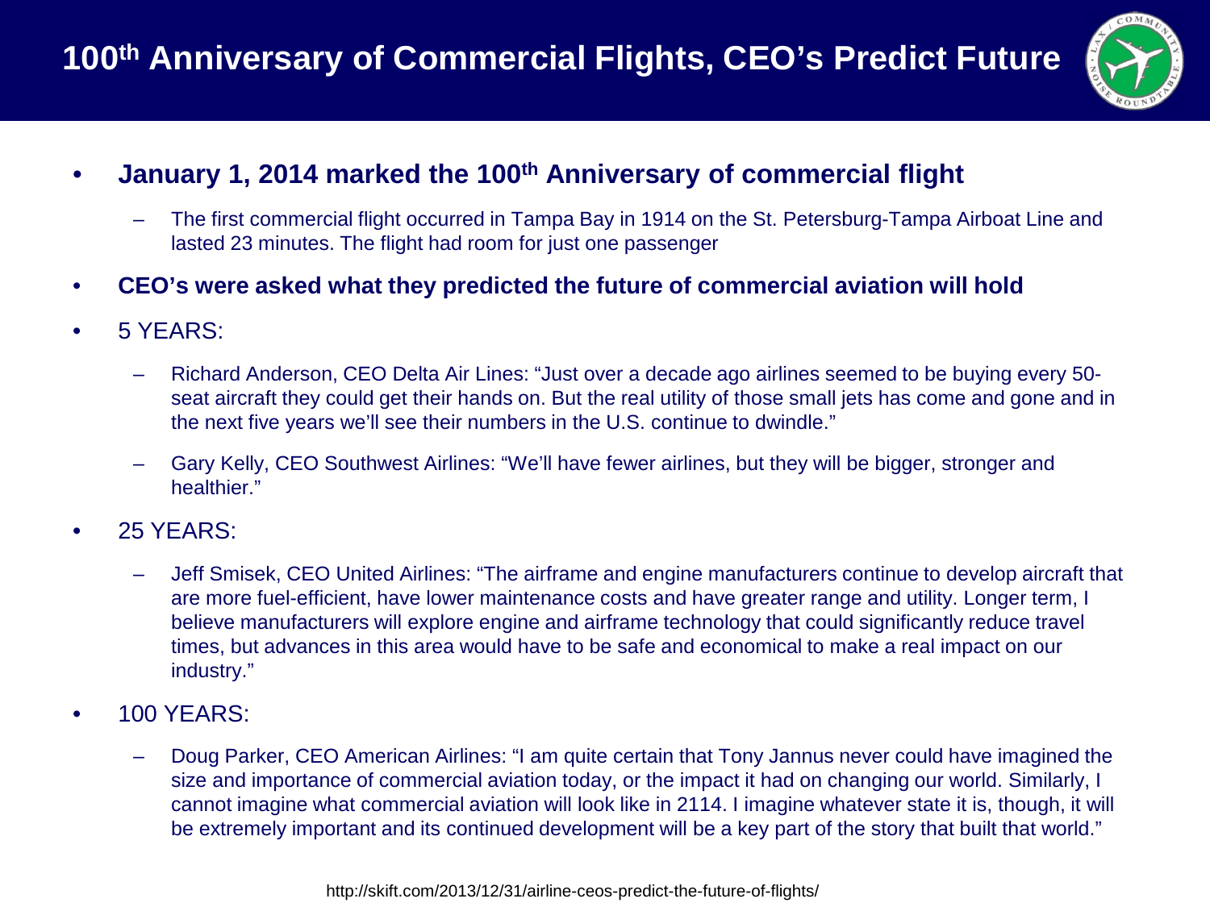# 100th Anniversary of Commercial Flights, CEO's Predict Future

- **January 1, 2014 marked the 100th Anniversary of commercial flight**
  - The first commercial flight occurred in Tampa Bay in 1914 on the St. Petersburg-Tampa Airboat Line and lasted 23 minutes. The flight had room for just one passenger
- **CEO's were asked what they predicted the future of commercial aviation will hold**
- 5 YEARS:
  - Richard Anderson, CEO Delta Air Lines: "Just over a decade ago airlines seemed to be buying every 50-seat aircraft they could get their hands on. But the real utility of those small jets has come and gone and in the next five years we'll see their numbers in the U.S. continue to dwindle."
  - Gary Kelly, CEO Southwest Airlines: "We'll have fewer airlines, but they will be bigger, stronger and healthier."
- 25 YEARS:
  - Jeff Smisek, CEO United Airlines: "The airframe and engine manufacturers continue to develop aircraft that are more fuel-efficient, have lower maintenance costs and have greater range and utility. Longer term, I believe manufacturers will explore engine and airframe technology that could significantly reduce travel times, but advances in this area would have to be safe and economical to make a real impact on our industry."
- 100 YEARS:
  - Doug Parker, CEO American Airlines: "I am quite certain that Tony Jannus never could have imagined the size and importance of commercial aviation today, or the impact it had on changing our world. Similarly, I cannot imagine what commercial aviation will look like in 2114. I imagine whatever state it is, though, it will be extremely important and its continued development will be a key part of the story that built that world."

http://skift.com/2013/12/31/airline-ceos-predict-the-future-of-flights/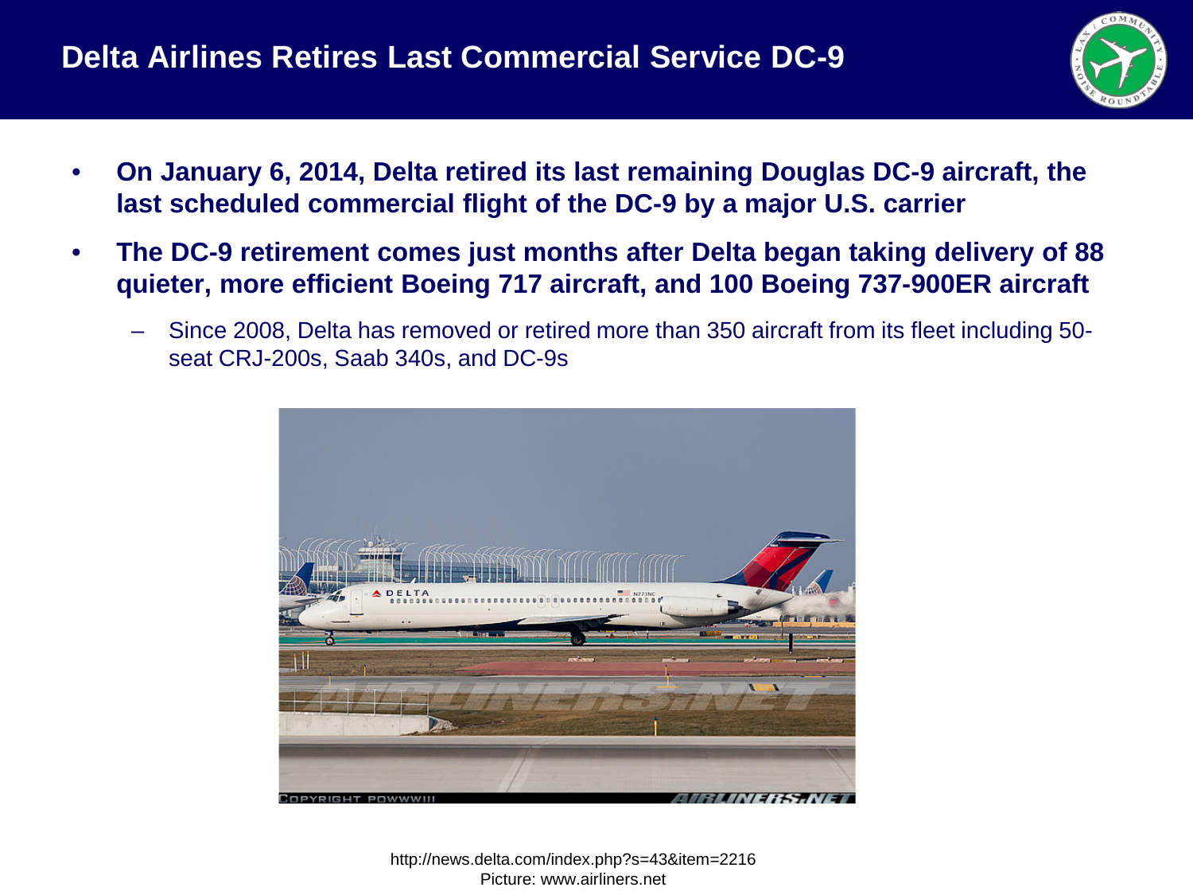# Delta Airlines Retires Last Commercial Service DC-9

- **On January 6, 2014, Delta retired its last remaining Douglas DC-9 aircraft, the last scheduled commercial flight of the DC-9 by a major U.S. carrier**
- **The DC-9 retirement comes just months after Delta began taking delivery of 88 quieter, more efficient Boeing 717 aircraft, and 100 Boeing 737-900ER aircraft**
  - Since 2008, Delta has removed or retired more than 350 aircraft from its fleet including 50-seat CRJ-200s, Saab 340s, and DC-9s

http://news.delta.com/index.php?s=43&item=2216
Picture: www.airliners.net